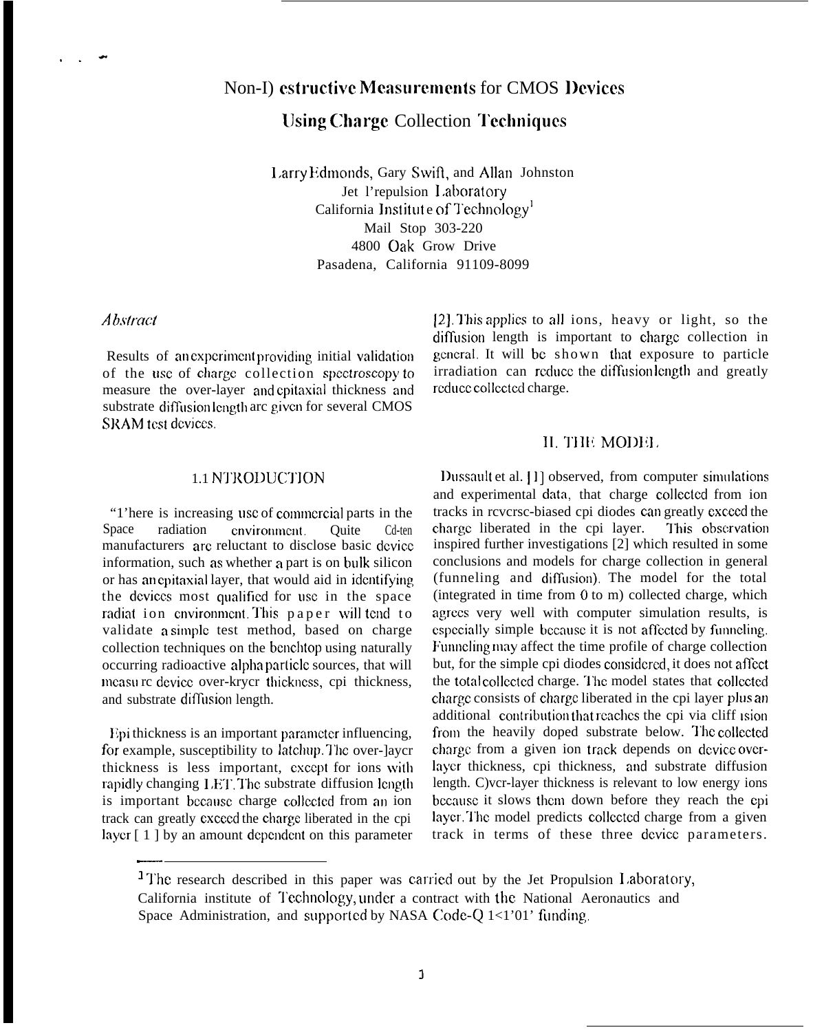# Non-I) estructive Measurements for CMOS Devices

## Using Charge Collection Techniques

Larry Edmonds, Gary Swift, and Allan Johnston
Jet l'repulsion Laboratory
California Institut e of Technology[1]
Mail Stop 303-220
4800 Oak Grow Drive
Pasadena, California 91109-8099

### *Abstract*

Results of an experiment providing initial validation of the use of charge collection spectroscopy to measure the over-layer and epitaxial thickness and substrate diffusion length arc given for several CMOS SRAM test devices.

### 1.1 NTRODUCTION

"1'here is increasing use of commercial parts in the Space radiation environment. Quite Cd-ten manufacturers arc reluctant to disclose basic device information, such as whether a part is on bulk silicon or has an epitaxial layer, that would aid in identifying the devices most qualified for use in the space radiat ion environment. This paper will tend to validate a simple test method, based on charge collection techniques on the benchtop using naturally occurring radioactive alpha particle sources, that will measu rc device over-kryer thickness, epi thickness, and substrate diffusion length.

Epi thickness is an important parameter influencing, for example, susceptibility to latchup. The over-layer thickness is less important, except for ions with rapidly changing LET. The substrate diffusion length is important because charge collected from an ion track can greatly exceed the charge liberated in the epi layer [ 1 ] by an amount dependent on this parameter [2]. This applies to all ions, heavy or light, so the diffusion length is important to charge collection in general. It will be shown that exposure to particle irradiation can reduce the diffusion length and greatly reduce collected charge.

### II. THE MODEL

Dussault et al. [1] observed, from computer simulations and experimental data, that charge collected from ion tracks in reverse-biased epi diodes can greatly exceed the charge liberated in the epi layer. This observation inspired further investigations [2] which resulted in some conclusions and models for charge collection in general (funneling and diffusion). The model for the total (integrated in time from 0 to m) collected charge, which agrees very well with computer simulation results, is especially simple because it is not affected by funneling. Funneling may affect the time profile of charge collection but, for the simple epi diodes considered, it does not affect the total collected charge. The model states that collected charge consists of charge liberated in the epi layer plus an additional contribution that reaches the epi via cliff ısion from the heavily doped substrate below. The collected charge from a given ion track depends on device over-layer thickness, epi thickness, and substrate diffusion length. C)ver-layer thickness is relevant to low energy ions because it slows them down before they reach the epi layer. The model predicts collected charge from a given track in terms of these three device parameters.

---

[1] The research described in this paper was carried out by the Jet Propulsion Laboratory, California institute of Technology, under a contract with the National Aeronautics and Space Administration, and supported by NASA Code-Q 1<1'01' funding.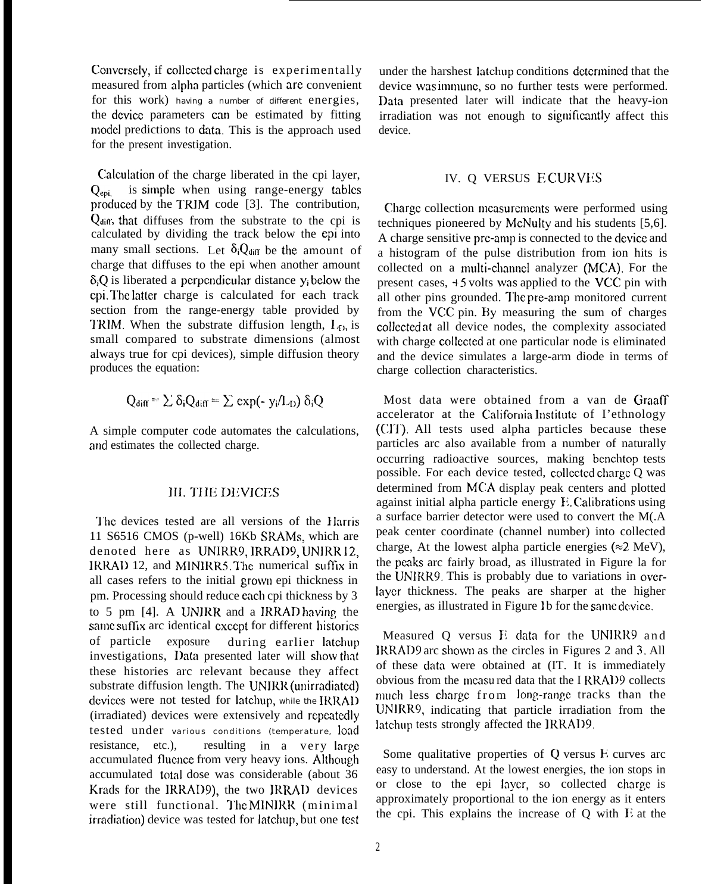Conversely, if collected charge is experimentally measured from alpha particles (which are convenient for this work) having a number of different energies, the device parameters can be estimated by fitting model predictions to data. This is the approach used for the present investigation.

Calculation of the charge liberated in the epi layer, $Q_{epi}$, is simple when using range-energy tables produced by the TRIM code [3]. The contribution, $Q_{diff}$, that diffuses from the substrate to the epi is calculated by dividing the track below the epi into many small sections. Let $\delta_i Q_{diff}$ be the amount of charge that diffuses to the epi when another amount $\delta_i Q$ is liberated a perpendicular distance $y_i$ below the epi. The latter charge is calculated for each track section from the range-energy table provided by TRIM. When the substrate diffusion length, $L_D$, is small compared to substrate dimensions (almost always true for epi devices), simple diffusion theory produces the equation:

$$Q_{diff} = \sum \delta_i Q_{diff} = \sum \exp(-y_i/L_D)\, \delta_i Q$$

A simple computer code automates the calculations, and estimates the collected charge.

## III. THE DEVICES

The devices tested are all versions of the Harris 11 S6516 CMOS (p-well) 16Kb SRAMs, which are denoted here as UNIRR9, IRRAD9, UNIRR12, IRRAD12, and MINIRR5. The numerical suffix in all cases refers to the initial grown epi thickness in μm. Processing should reduce each epi thickness by 3 to 5 μm [4]. A UNIRR and a IRRAD having the same suffix are identical except for different histories of particle exposure during earlier latchup investigations. Data presented later will show that these histories are relevant because they affect substrate diffusion length. The UNIRR (unirradiated) devices were not tested for latchup, while the IRRAD (irradiated) devices were extensively and repeatedly tested under various conditions (temperature, load resistance, etc.), resulting in a very large accumulated fluence from very heavy ions. Although accumulated total dose was considerable (about 36 Krads for the IRRAD9), the two IRRAD devices were still functional. The MINIRR (minimal irradiation) device was tested for latchup, but one test under the harshest latchup conditions determined that the device was immune, so no further tests were performed. Data presented later will indicate that the heavy-ion irradiation was not enough to significantly affect this device.

## IV. Q VERSUS E CURVES

Charge collection measurements were performed using techniques pioneered by McNulty and his students [5,6]. A charge sensitive pre-amp is connected to the device and a histogram of the pulse distribution from ion hits is collected on a multi-channel analyzer (MCA). For the present cases, +5 volts was applied to the VCC pin with all other pins grounded. The pre-amp monitored current from the VCC pin. By measuring the sum of charges collected at all device nodes, the complexity associated with charge collected at one particular node is eliminated and the device simulates a large-area diode in terms of charge collection characteristics.

Most data were obtained from a van de Graaff accelerator at the California Institute of Technology (CIT). All tests used alpha particles because these particles are also available from a number of naturally occurring radioactive sources, making benchtop tests possible. For each device tested, collected charge Q was determined from MCA display peak centers and plotted against initial alpha particle energy E. Calibrations using a surface barrier detector were used to convert the MCA peak center coordinate (channel number) into collected charge. At the lowest alpha particle energies (≈2 MeV), the peaks are fairly broad, as illustrated in Figure 1a for the UNIRR9. This is probably due to variations in over-layer thickness. The peaks are sharper at the higher energies, as illustrated in Figure 1b for the same device.

Measured Q versus E data for the UNIRR9 and IRRAD9 are shown as the circles in Figures 2 and 3. All of these data were obtained at CIT. It is immediately obvious from the measured data that the IRRAD9 collects much less charge from long-range tracks than the UNIRR9, indicating that particle irradiation from the latchup tests strongly affected the IRRAD9.

Some qualitative properties of Q versus E curves are easy to understand. At the lowest energies, the ion stops in or close to the epi layer, so collected charge is approximately proportional to the ion energy as it enters the epi. This explains the increase of Q with E at the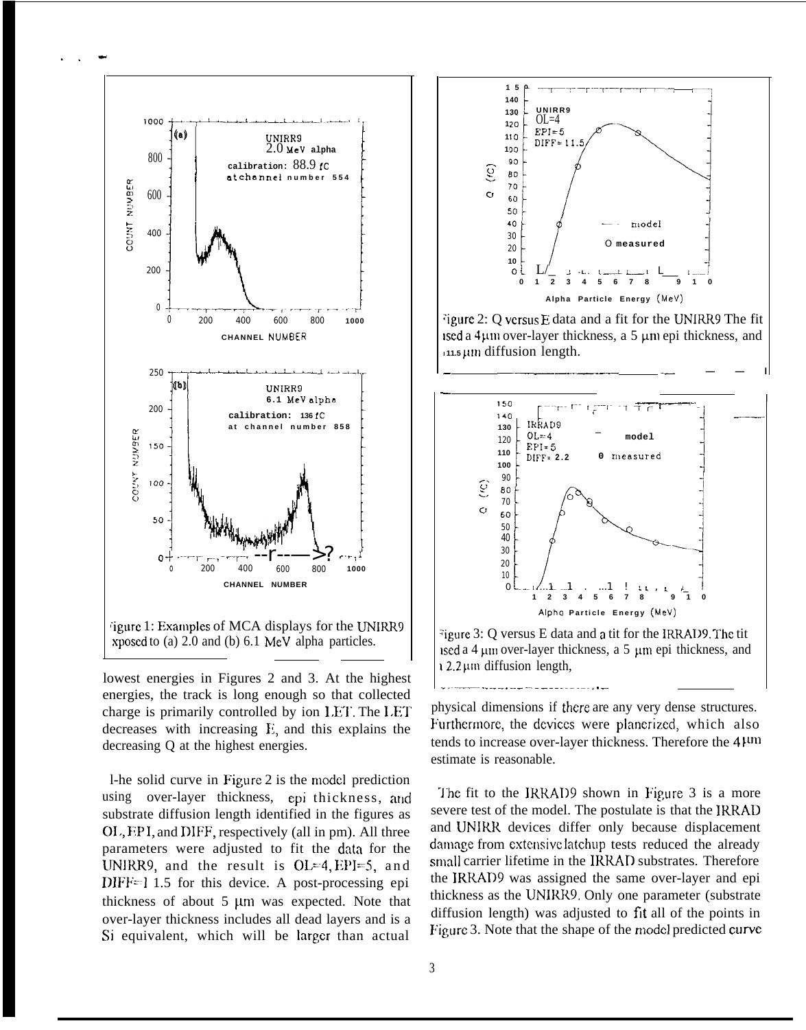Figure 1: Examples of MCA displays for the UNIRR9 exposed to (a) 2.0 and (b) 6.1 MeV alpha particles.

Figure 2: Q versus E data and a fit for the UNIRR9 The fit used a 4 μm over-layer thickness, a 5 μm epi thickness, and a 11.5 μm diffusion length.

Figure 3: Q versus E data and a fit for the IRRAD9. The fit used a 4 μm over-layer thickness, a 5 μm epi thickness, and a 2.2 μm diffusion length,

lowest energies in Figures 2 and 3. At the highest energies, the track is long enough so that collected charge is primarily controlled by ion LET. The LET decreases with increasing E, and this explains the decreasing Q at the highest energies.

The solid curve in Figure 2 is the model prediction using over-layer thickness, epi thickness, and substrate diffusion length identified in the figures as OL, EPI, and DIFF, respectively (all in μm). All three parameters were adjusted to fit the data for the UNIRR9, and the result is OL=4, EPI=5, and DIFF=11.5 for this device. A post-processing epi thickness of about 5 μm was expected. Note that over-layer thickness includes all dead layers and is a Si equivalent, which will be larger than actual physical dimensions if there are any very dense structures. Furthermore, the devices were planerized, which also tends to increase over-layer thickness. Therefore the 4 μm estimate is reasonable.

The fit to the IRRAD9 shown in Figure 3 is a more severe test of the model. The postulate is that the IRRAD and UNIRR devices differ only because displacement damage from extensive latchup tests reduced the already small carrier lifetime in the IRRAD substrates. Therefore the IRRAD9 was assigned the same over-layer and epi thickness as the UNIRR9. Only one parameter (substrate diffusion length) was adjusted to fit all of the points in Figure 3. Note that the shape of the model predicted curve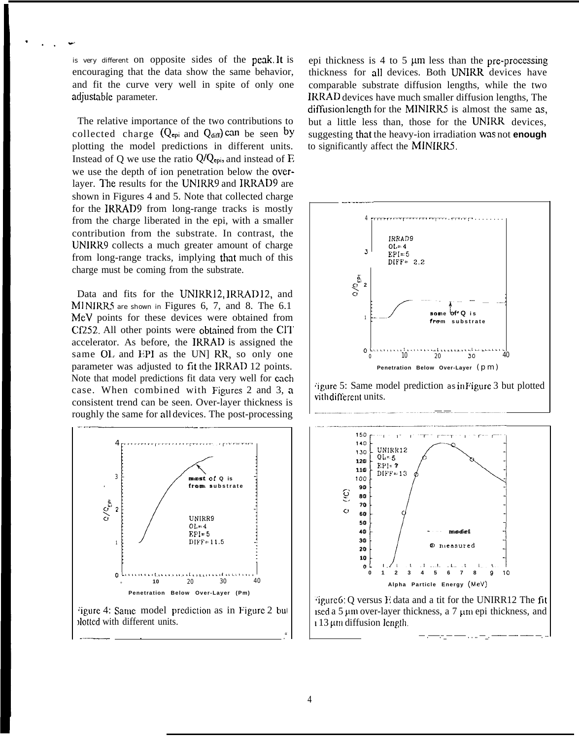is very different on opposite sides of the peak. It is encouraging that the data show the same behavior, and fit the curve very well in spite of only one adjustable parameter.

The relative importance of the two contributions to collected charge ($Q_{epi}$ and $Q_{diff}$) can be seen by plotting the model predictions in different units. Instead of Q we use the ratio $Q/Q_{epi}$, and instead of E we use the depth of ion penetration below the over-layer. The results for the UNIRR9 and IRRAD9 are shown in Figures 4 and 5. Note that collected charge for the IRRAD9 from long-range tracks is mostly from the charge liberated in the epi, with a smaller contribution from the substrate. In contrast, the UNIRR9 collects a much greater amount of charge from long-range tracks, implying that much of this charge must be coming from the substrate.

Data and fits for the UNIRR12, IRRAD12, and MINIRR5 are shown in Figures 6, 7, and 8. The 6.1 MeV points for these devices were obtained from Cf252. All other points were obtained from the CIT accelerator. As before, the IRRAD is assigned the same OL and EPI as the UNIRR, so only one parameter was adjusted to fit the IRRAD 12 points. Note that model predictions fit data very well for each case. When combined with Figures 2 and 3, a consistent trend can be seen. Over-layer thickness is roughly the same for all devices. The post-processing epi thickness is 4 to 5 μm less than the pre-processing thickness for all devices. Both UNIRR devices have comparable substrate diffusion lengths, while the two IRRAD devices have much smaller diffusion lengths. The diffusion length for the MINIRR5 is almost the same as, but a little less than, those for the UNIRR devices, suggesting that the heavy-ion irradiation was not enough to significantly affect the MINIRR5.

Figure 4: Same model prediction as in Figure 2 but plotted with different units.

Figure 5: Same model prediction as in Figure 3 but plotted with different units.

Figure 6: Q versus E data and a fit for the UNIRR12 The fit used a 5 μm over-layer thickness, a 7 μm epi thickness, and a 13 μm diffusion length.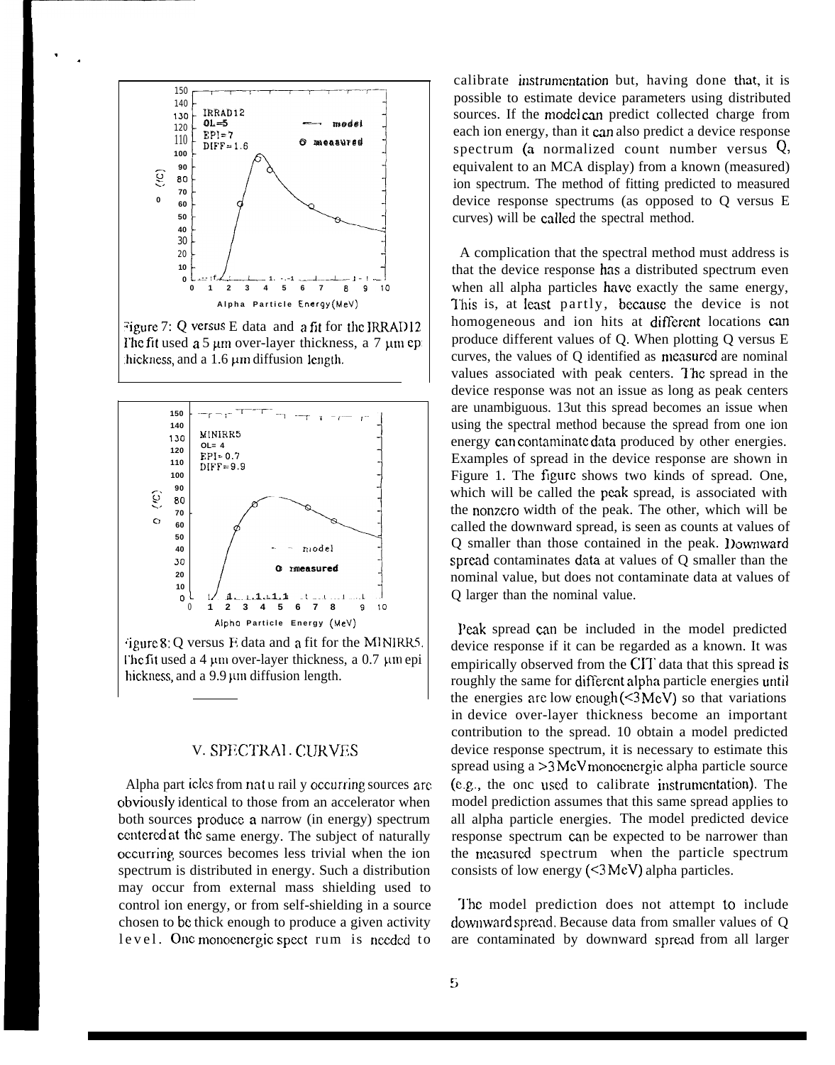150
140
130
120
110
100
90
80
70
60
50
40
30
20
10
0

Q (fC)

IRRAD12
OL=5
EPI=7
DIFF=1.6

model
measured

0 1 2 3 4 5 6 7 8 9 10

Alpha Particle Energy(MeV)

Figure 7: Q versus E data and a fit for the IRRAD12. The fit used a 5 μm over-layer thickness, a 7 μm epi thickness, and a 1.6 μm diffusion length.

150
140
130
120
110
100
90
80
70
60
50
40
30
20
10
0

Q (fC)

MINIRR5
OL= 4
EPI= 0.7
DIFF= 9.9

model
measured

0 1 2 3 4 5 6 7 8 9 10

Alpha Particle Energy (MeV)

Figure 8: Q versus E data and a fit for the MINIRR5. The fit used a 4 μm over-layer thickness, a 0.7 μm epi thickness, and a 9.9 μm diffusion length.

## V. SPECTRAL CURVES

Alpha particles from naturally occurring sources are obviously identical to those from an accelerator when both sources produce a narrow (in energy) spectrum centered at the same energy. The subject of naturally occurring sources becomes less trivial when the ion spectrum is distributed in energy. Such a distribution may occur from external mass shielding used to control ion energy, or from self-shielding in a source chosen to be thick enough to produce a given activity level. One monoenergic spectrum is needed to calibrate instrumentation but, having done that, it is possible to estimate device parameters using distributed sources. If the model can predict collected charge from each ion energy, than it can also predict a device response spectrum (a normalized count number versus Q, equivalent to an MCA display) from a known (measured) ion spectrum. The method of fitting predicted to measured device response spectrums (as opposed to Q versus E curves) will be called the spectral method.

A complication that the spectral method must address is that the device response has a distributed spectrum even when all alpha particles have exactly the same energy, This is, at least partly, because the device is not homogeneous and ion hits at different locations can produce different values of Q. When plotting Q versus E curves, the values of Q identified as measured are nominal values associated with peak centers. The spread in the device response was not an issue as long as peak centers are unambiguous. But this spread becomes an issue when using the spectral method because the spread from one ion energy can contaminate data produced by other energies. Examples of spread in the device response are shown in Figure 1. The figure shows two kinds of spread. One, which will be called the peak spread, is associated with the nonzero width of the peak. The other, which will be called the downward spread, is seen as counts at values of Q smaller than those contained in the peak. Downward spread contaminates data at values of Q smaller than the nominal value, but does not contaminate data at values of Q larger than the nominal value.

Peak spread can be included in the model predicted device response if it can be regarded as a known. It was empirically observed from the CIT data that this spread is roughly the same for different alpha particle energies until the energies are low enough (<3 MeV) so that variations in device over-layer thickness become an important contribution to the spread. To obtain a model predicted device response spectrum, it is necessary to estimate this spread using a >3 MeV monoenergic alpha particle source (e.g., the one used to calibrate instrumentation). The model prediction assumes that this same spread applies to all alpha particle energies. The model predicted device response spectrum can be expected to be narrower than the measured spectrum when the particle spectrum consists of low energy (<3 MeV) alpha particles.

The model prediction does not attempt to include downward spread. Because data from smaller values of Q are contaminated by downward spread from all larger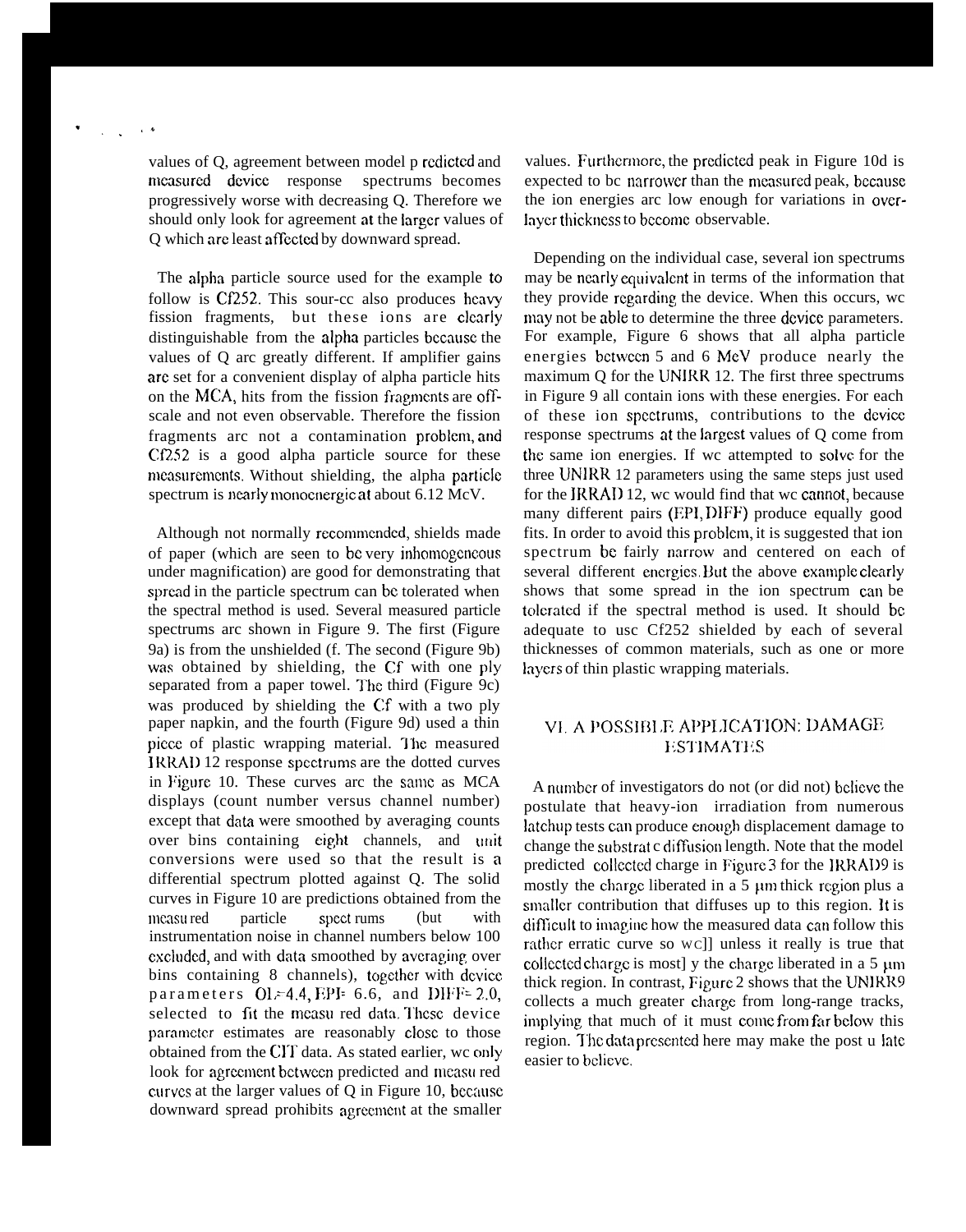values of Q, agreement between model predicted and measured device response spectrums becomes progressively worse with decreasing Q. Therefore we should only look for agreement at the larger values of Q which are least affected by downward spread.

The alpha particle source used for the example to follow is Cf252. This sour-cc also produces heavy fission fragments, but these ions are clearly distinguishable from the alpha particles because the values of Q arc greatly different. If amplifier gains are set for a convenient display of alpha particle hits on the MCA, hits from the fission fragments are off-scale and not even observable. Therefore the fission fragments arc not a contamination problem, and Cf252 is a good alpha particle source for these measurements. Without shielding, the alpha particle spectrum is nearly monoenergic at about 6.12 McV.

Although not normally recommended, shields made of paper (which are seen to be very inhomogeneous under magnification) are good for demonstrating that spread in the particle spectrum can be tolerated when the spectral method is used. Several measured particle spectrums arc shown in Figure 9. The first (Figure 9a) is from the unshielded (f. The second (Figure 9b) was obtained by shielding, the Cf with one ply separated from a paper towel. The third (Figure 9c) was produced by shielding the Cf with a two ply paper napkin, and the fourth (Figure 9d) used a thin piece of plastic wrapping material. The measured IRRAD 12 response spectrums are the dotted curves in Figure 10. These curves arc the same as MCA displays (count number versus channel number) except that data were smoothed by averaging counts over bins containing eight channels, and unit conversions were used so that the result is a differential spectrum plotted against Q. The solid curves in Figure 10 are predictions obtained from the measu red particle spect rums (but with instrumentation noise in channel numbers below 100 excluded, and with data smoothed by averaging over bins containing 8 channels), together with device parameters OL=4.4, EPI= 6.6, and DIFF= 2.0, selected to fit the measu red data. These device parameter estimates are reasonably close to those obtained from the CIT data. As stated earlier, we only look for agreement between predicted and measu red curves at the larger values of Q in Figure 10, because downward spread prohibits agreement at the smaller values. Furthermore, the predicted peak in Figure 10d is expected to be narrower than the measured peak, because the ion energies arc low enough for variations in over-layer thickness to become observable.

Depending on the individual case, several ion spectrums may be nearly equivalent in terms of the information that they provide regarding the device. When this occurs, we may not be able to determine the three device parameters. For example, Figure 6 shows that all alpha particle energies between 5 and 6 MeV produce nearly the maximum Q for the UNIRR 12. The first three spectrums in Figure 9 all contain ions with these energies. For each of these ion spectrums, contributions to the device response spectrums at the largest values of Q come from the same ion energies. If we attempted to solve for the three UNIRR 12 parameters using the same steps just used for the IRRAD 12, we would find that we cannot, because many different pairs (EPI, DIFF) produce equally good fits. In order to avoid this problem, it is suggested that ion spectrum be fairly narrow and centered on each of several different energies. But the above example clearly shows that some spread in the ion spectrum can be tolerated if the spectral method is used. It should be adequate to use Cf252 shielded by each of several thicknesses of common materials, such as one or more layers of thin plastic wrapping materials.

## VI. A POSSIBLE APPLICATION: DAMAGE ESTIMATES

A number of investigators do not (or did not) believe the postulate that heavy-ion irradiation from numerous latchup tests can produce enough displacement damage to change the substrat c diffusion length. Note that the model predicted collected charge in Figure 3 for the IRRAD9 is mostly the charge liberated in a 5 μm thick region plus a smaller contribution that diffuses up to this region. It is difficult to imagine how the measured data can follow this rather erratic curve so wc]] unless it really is true that collected charge is most] y the charge liberated in a 5 μm thick region. In contrast, Figure 2 shows that the UNIRR9 collects a much greater charge from long-range tracks, implying that much of it must come from far below this region. The data presented here may make the post u late easier to believe.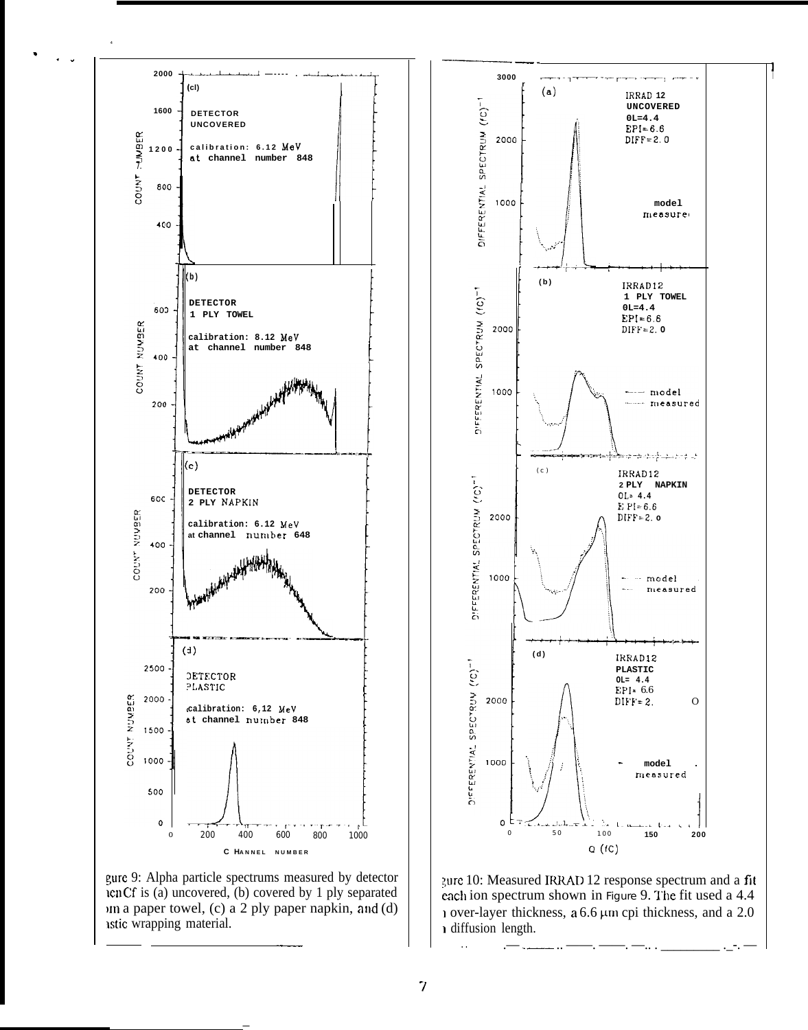gure 9: Alpha particle spectrums measured by detector ıcnCf is (a) uncovered, (b) covered by 1 ply separated ›m a paper towel, (c) a 2 ply paper napkin, and (d) ıstic wrapping material.

ȝure 10: Measured IRRAD 12 response spectrum and a fit each ion spectrum shown in Figure 9. The fit used a 4.4 ı over-layer thickness, a 6.6 μm cpi thickness, and a 2.0 ı diffusion length.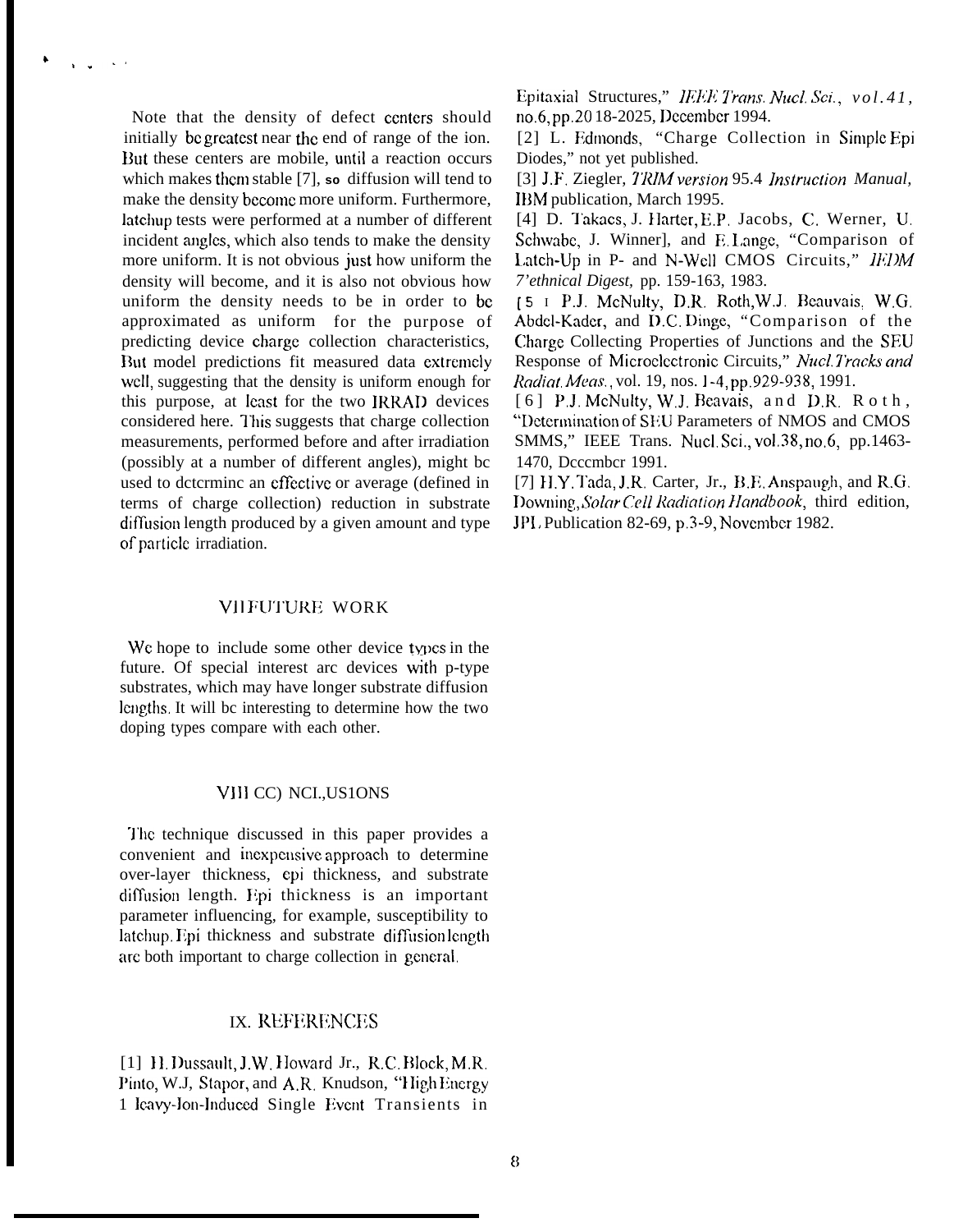Note that the density of defect centers should initially be greatest near the end of range of the ion. But these centers are mobile, until a reaction occurs which makes them stable [7], so diffusion will tend to make the density become more uniform. Furthermore, latchup tests were performed at a number of different incident angles, which also tends to make the density more uniform. It is not obvious just how uniform the density will become, and it is also not obvious how uniform the density needs to be in order to be approximated as uniform for the purpose of predicting device charge collection characteristics, But model predictions fit measured data extremely well, suggesting that the density is uniform enough for this purpose, at least for the two IRRAD devices considered here. This suggests that charge collection measurements, performed before and after irradiation (possibly at a number of different angles), might be used to determine an effective or average (defined in terms of charge collection) reduction in substrate diffusion length produced by a given amount and type of particle irradiation.

## VII FUTURE WORK

We hope to include some other device types in the future. Of special interest are devices with p-type substrates, which may have longer substrate diffusion lengths. It will be interesting to determine how the two doping types compare with each other.

## VIII CONCLUSIONS

The technique discussed in this paper provides a convenient and inexpensive approach to determine over-layer thickness, epi thickness, and substrate diffusion length. Epi thickness is an important parameter influencing, for example, susceptibility to latchup. Epi thickness and substrate diffusion length are both important to charge collection in general.

## IX. REFERENCES

[1] H. Dussault, J.W. Howard Jr., R.C. Block, M.R. Pinto, W.J. Stapor, and A.R. Knudson, "High Energy Heavy-Ion-Induced Single Event Transients in Epitaxial Structures," *IEEE Trans. Nucl. Sci.*, vol. 41, no. 6, pp. 2018-2025, December 1994.

[2] L. Edmonds, "Charge Collection in Simple Epi Diodes," not yet published.

[3] J.F. Ziegler, *TRIM version* 95.4 *Instruction Manual,* IBM publication, March 1995.

[4] D. Takacs, J. Harter, E.P. Jacobs, C. Werner, U. Schwabe, J. Winnerl, and E. Lange, "Comparison of Latch-Up in P- and N-Well CMOS Circuits," *IEDM Technical Digest,* pp. 159-163, 1983.

[5] P.J. McNulty, D.R. Roth, W.J. Beauvais, W.G. Abdel-Kader, and D.C. Dinge, "Comparison of the Charge Collecting Properties of Junctions and the SEU Response of Microelectronic Circuits," *Nucl. Tracks and Radiat. Meas.*, vol. 19, nos. 1-4, pp. 929-938, 1991.

[6] P.J. McNulty, W.J. Beavais, and D.R. Roth, "Determination of SEU Parameters of NMOS and CMOS SMMS," IEEE Trans. Nucl. Sci., vol. 38, no. 6, pp. 1463-1470, December 1991.

[7] H.Y. Tada, J.R. Carter, Jr., B.E. Anspaugh, and R.G. Downing, *Solar Cell Radiation Handbook*, third edition, JPL Publication 82-69, p. 3-9, November 1982.